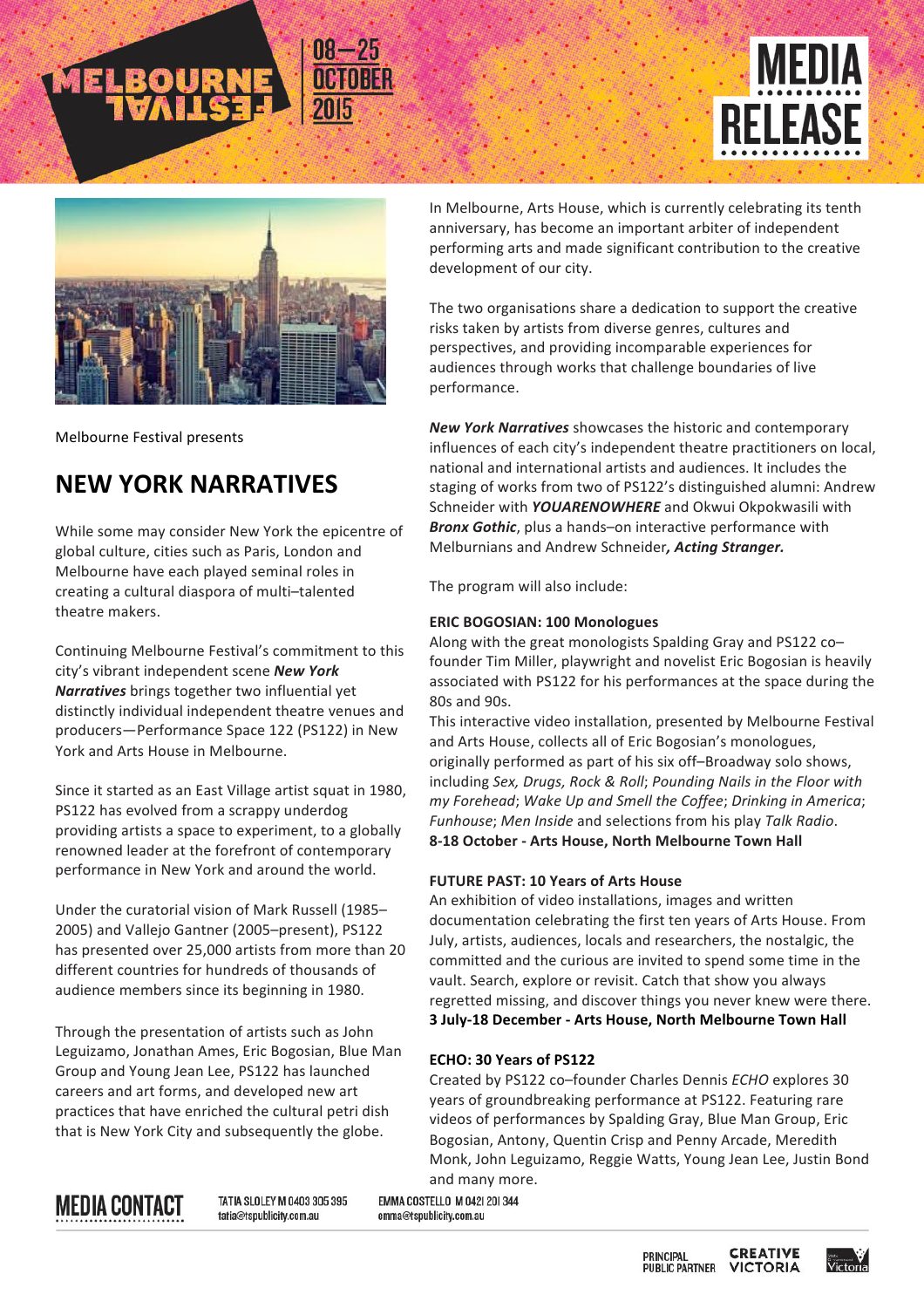Melbourne Festival presents

# NEW YORK NARRATIVES

While some may consider New York the epicentre of global culture, cities such as Paris, London and Melbourne have each played seminal roles in creating a cultural diaspora of multi–talented theatre makers.

Continuing Melbourne Festival's commitment to this city's vibrant independent scene ***New York Narratives*** brings together two influential yet distinctly individual independent theatre venues and producers—Performance Space 122 (PS122) in New York and Arts House in Melbourne.

Since it started as an East Village artist squat in 1980, PS122 has evolved from a scrappy underdog providing artists a space to experiment, to a globally renowned leader at the forefront of contemporary performance in New York and around the world.

Under the curatorial vision of Mark Russell (1985–2005) and Vallejo Gantner (2005–present), PS122 has presented over 25,000 artists from more than 20 different countries for hundreds of thousands of audience members since its beginning in 1980.

Through the presentation of artists such as John Leguizamo, Jonathan Ames, Eric Bogosian, Blue Man Group and Young Jean Lee, PS122 has launched careers and art forms, and developed new art practices that have enriched the cultural petri dish that is New York City and subsequently the globe.

In Melbourne, Arts House, which is currently celebrating its tenth anniversary, has become an important arbiter of independent performing arts and made significant contribution to the creative development of our city.

The two organisations share a dedication to support the creative risks taken by artists from diverse genres, cultures and perspectives, and providing incomparable experiences for audiences through works that challenge boundaries of live performance.

***New York Narratives*** showcases the historic and contemporary influences of each city's independent theatre practitioners on local, national and international artists and audiences. It includes the staging of works from two of PS122's distinguished alumni: Andrew Schneider with ***YOUARENOWHERE*** and Okwui Okpokwasili with ***Bronx Gothic***, plus a hands–on interactive performance with Melburnians and Andrew Schneider***, Acting Stranger.***

The program will also include:

**ERIC BOGOSIAN: 100 Monologues**
Along with the great monologists Spalding Gray and PS122 co–founder Tim Miller, playwright and novelist Eric Bogosian is heavily associated with PS122 for his performances at the space during the 80s and 90s.
This interactive video installation, presented by Melbourne Festival and Arts House, collects all of Eric Bogosian's monologues, originally performed as part of his six off–Broadway solo shows, including *Sex, Drugs, Rock & Roll*; *Pounding Nails in the Floor with my Forehead*; *Wake Up and Smell the Coffee*; *Drinking in America*; *Funhouse*; *Men Inside* and selections from his play *Talk Radio*.
**8-18 October - Arts House, North Melbourne Town Hall**

**FUTURE PAST: 10 Years of Arts House**
An exhibition of video installations, images and written documentation celebrating the first ten years of Arts House. From July, artists, audiences, locals and researchers, the nostalgic, the committed and the curious are invited to spend some time in the vault. Search, explore or revisit. Catch that show you always regretted missing, and discover things you never knew were there.
**3 July-18 December - Arts House, North Melbourne Town Hall**

**ECHO: 30 Years of PS122**
Created by PS122 co–founder Charles Dennis *ECHO* explores 30 years of groundbreaking performance at PS122. Featuring rare videos of performances by Spalding Gray, Blue Man Group, Eric Bogosian, Antony, Quentin Crisp and Penny Arcade, Meredith Monk, John Leguizamo, Reggie Watts, Young Jean Lee, Justin Bond and many more.

**MEDIA CONTACT**
TATIA SLOLEY M 0403 305 395
tatia@tspublicity.com.au
EMMA COSTELLO M 0421 201 344
emma@tspublicity.com.au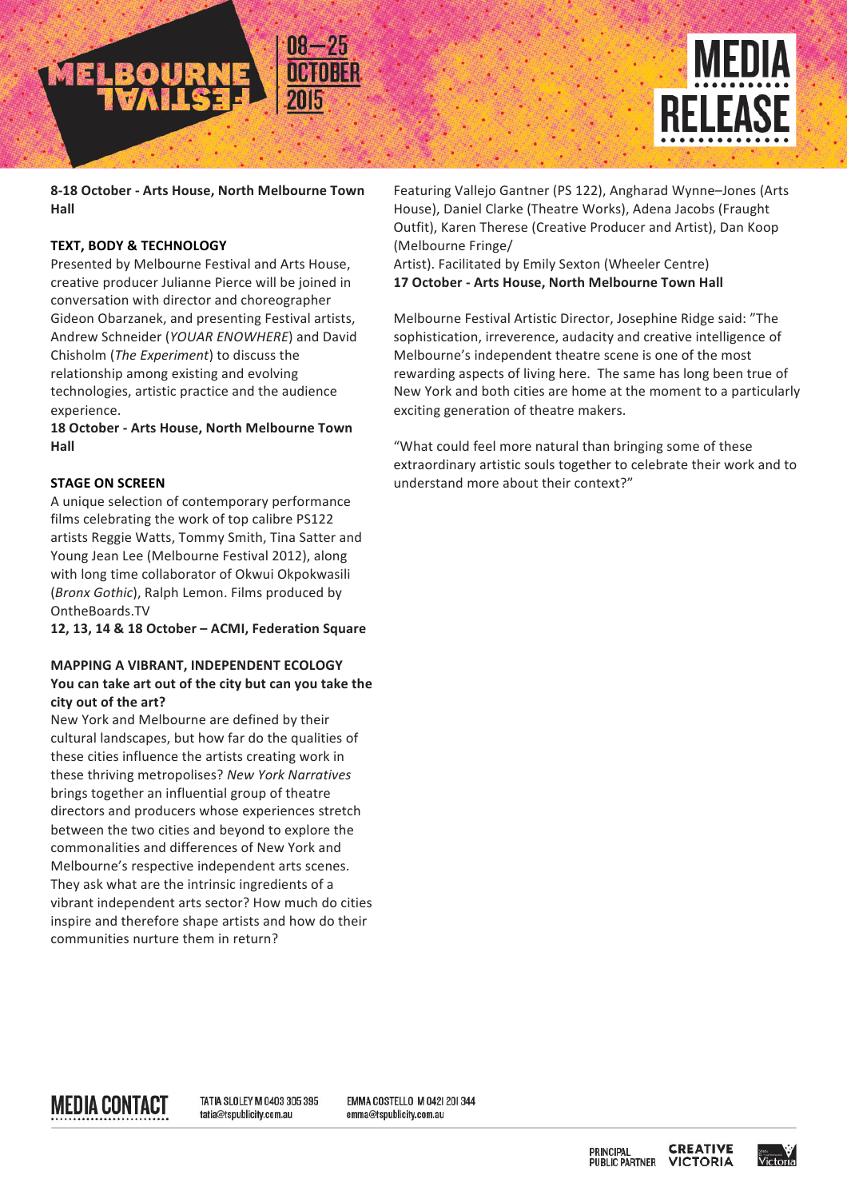**8-18 October - Arts House, North Melbourne Town Hall**

**TEXT, BODY & TECHNOLOGY**

Presented by Melbourne Festival and Arts House, creative producer Julianne Pierce will be joined in conversation with director and choreographer Gideon Obarzanek, and presenting Festival artists, Andrew Schneider (*YOUAR ENOWHERE*) and David Chisholm (*The Experiment*) to discuss the relationship among existing and evolving technologies, artistic practice and the audience experience.

**18 October - Arts House, North Melbourne Town Hall**

**STAGE ON SCREEN**

A unique selection of contemporary performance films celebrating the work of top calibre PS122 artists Reggie Watts, Tommy Smith, Tina Satter and Young Jean Lee (Melbourne Festival 2012), along with long time collaborator of Okwui Okpokwasili (*Bronx Gothic*), Ralph Lemon. Films produced by OntheBoards.TV

**12, 13, 14 & 18 October – ACMI, Federation Square**

**MAPPING A VIBRANT, INDEPENDENT ECOLOGY**

**You can take art out of the city but can you take the city out of the art?**

New York and Melbourne are defined by their cultural landscapes, but how far do the qualities of these cities influence the artists creating work in these thriving metropolises? *New York Narratives* brings together an influential group of theatre directors and producers whose experiences stretch between the two cities and beyond to explore the commonalities and differences of New York and Melbourne's respective independent arts scenes. They ask what are the intrinsic ingredients of a vibrant independent arts sector? How much do cities inspire and therefore shape artists and how do their communities nurture them in return?

Featuring Vallejo Gantner (PS 122), Angharad Wynne–Jones (Arts House), Daniel Clarke (Theatre Works), Adena Jacobs (Fraught Outfit), Karen Therese (Creative Producer and Artist), Dan Koop (Melbourne Fringe/ Artist). Facilitated by Emily Sexton (Wheeler Centre)

**17 October - Arts House, North Melbourne Town Hall**

Melbourne Festival Artistic Director, Josephine Ridge said: "The sophistication, irreverence, audacity and creative intelligence of Melbourne's independent theatre scene is one of the most rewarding aspects of living here. The same has long been true of New York and both cities are home at the moment to a particularly exciting generation of theatre makers.

"What could feel more natural than bringing some of these extraordinary artistic souls together to celebrate their work and to understand more about their context?"

**MEDIA CONTACT**

TATIA SLOLEY M 0403 305 395 tatia@tspublicity.com.au

EMMA COSTELLO M 0421 201 344 emma@tspublicity.com.au